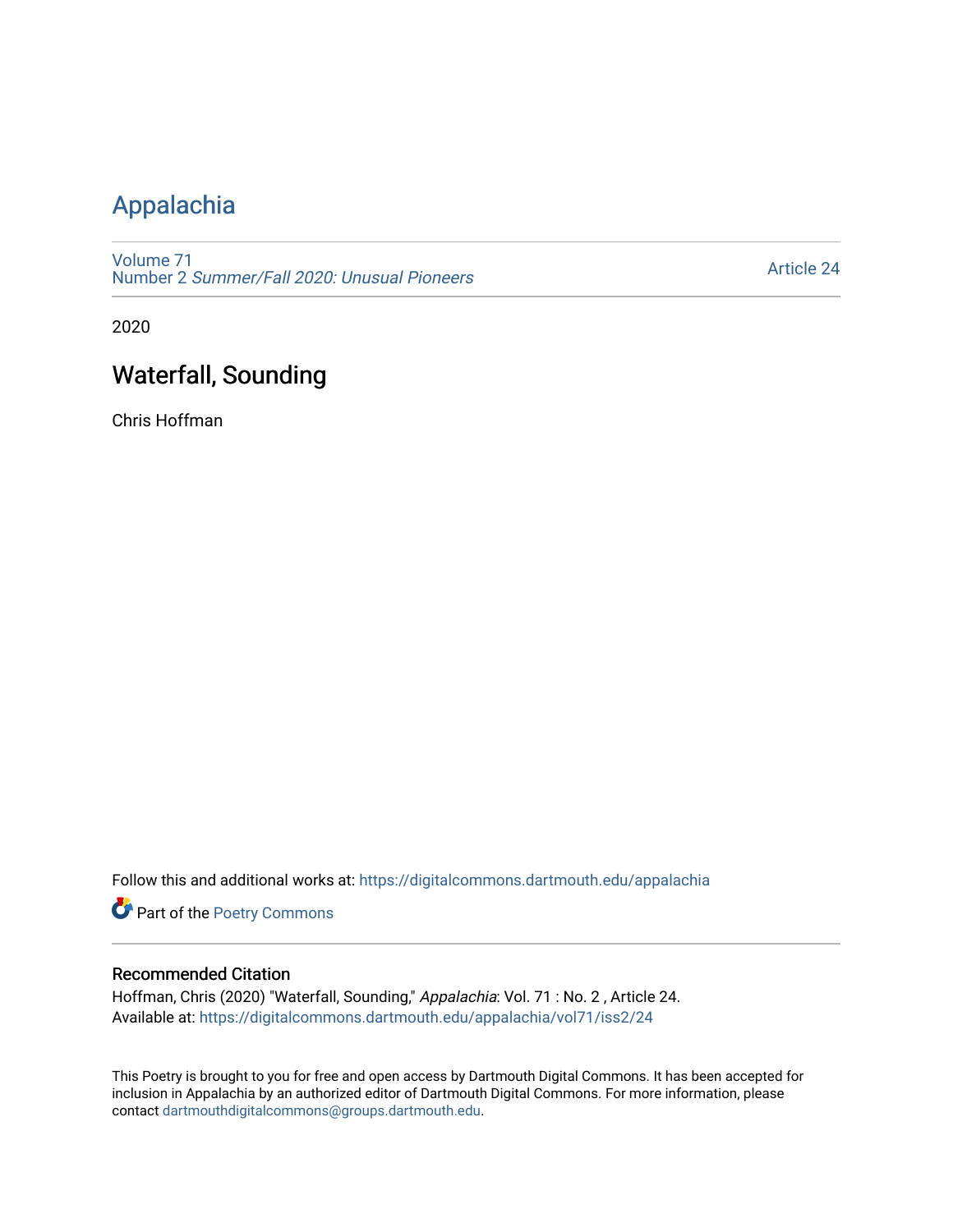# Appalachia

Volume 71
Number 2 *Summer/Fall 2020: Unusual Pioneers*

Article 24

2020

## Waterfall, Sounding

Chris Hoffman

Follow this and additional works at: https://digitalcommons.dartmouth.edu/appalachia

Part of the Poetry Commons

### Recommended Citation

Hoffman, Chris (2020) "Waterfall, Sounding," *Appalachia*: Vol. 71 : No. 2 , Article 24.
Available at: https://digitalcommons.dartmouth.edu/appalachia/vol71/iss2/24

This Poetry is brought to you for free and open access by Dartmouth Digital Commons. It has been accepted for inclusion in Appalachia by an authorized editor of Dartmouth Digital Commons. For more information, please contact dartmouthdigitalcommons@groups.dartmouth.edu.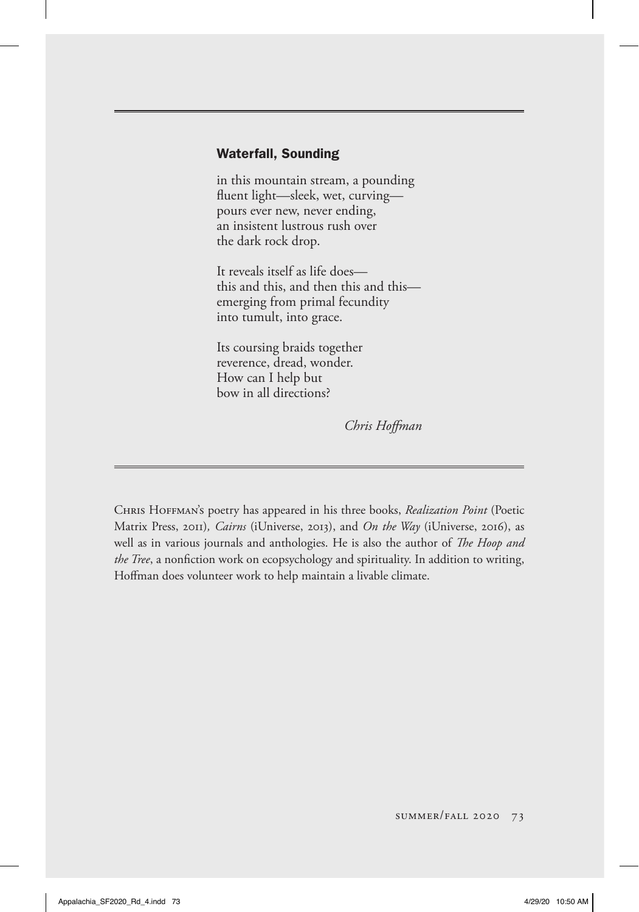## Waterfall, Sounding

in this mountain stream, a pounding  
fluent light—sleek, wet, curving—  
pours ever new, never ending,  
an insistent lustrous rush over  
the dark rock drop.

It reveals itself as life does—  
this and this, and then this and this—  
emerging from primal fecundity  
into tumult, into grace.

Its coursing braids together  
reverence, dread, wonder.  
How can I help but  
bow in all directions?

*Chris Hoffman*

---

Chris Hoffman's poetry has appeared in his three books, *Realization Point* (Poetic Matrix Press, 2011), *Cairns* (iUniverse, 2013), and *On the Way* (iUniverse, 2016), as well as in various journals and anthologies. He is also the author of *The Hoop and the Tree*, a nonfiction work on ecopsychology and spirituality. In addition to writing, Hoffman does volunteer work to help maintain a livable climate.